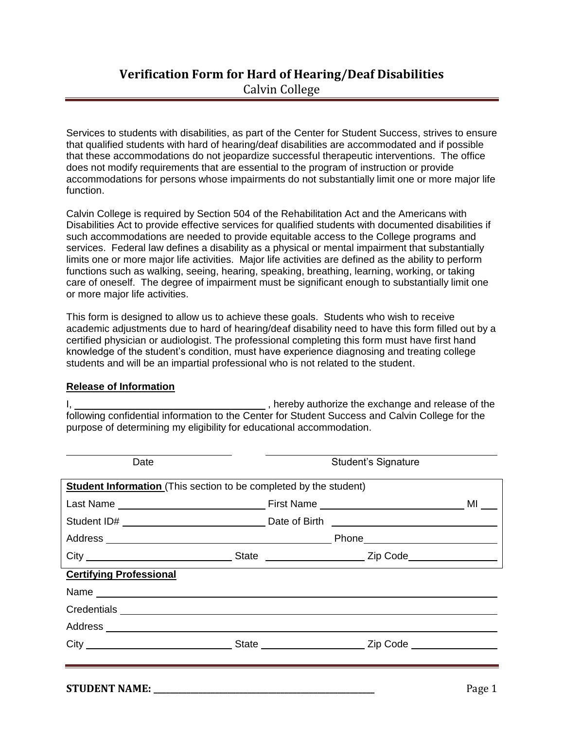# Verification Form for Hard of Hearing/Deaf Disabilities

Calvin College

Services to students with disabilities, as part of the Center for Student Success, strives to ensure that qualified students with hard of hearing/deaf disabilities are accommodated and if possible that these accommodations do not jeopardize successful therapeutic interventions. The office does not modify requirements that are essential to the program of instruction or provide accommodations for persons whose impairments do not substantially limit one or more major life function.

Calvin College is required by Section 504 of the Rehabilitation Act and the Americans with Disabilities Act to provide effective services for qualified students with documented disabilities if such accommodations are needed to provide equitable access to the College programs and services. Federal law defines a disability as a physical or mental impairment that substantially limits one or more major life activities. Major life activities are defined as the ability to perform functions such as walking, seeing, hearing, speaking, breathing, learning, working, or taking care of oneself. The degree of impairment must be significant enough to substantially limit one or more major life activities.

This form is designed to allow us to achieve these goals. Students who wish to receive academic adjustments due to hard of hearing/deaf disability need to have this form filled out by a certified physician or audiologist. The professional completing this form must have first hand knowledge of the student's condition, must have experience diagnosing and treating college students and will be an impartial professional who is not related to the student.

**Release of Information**

I, ______________________________ , hereby authorize the exchange and release of the following confidential information to the Center for Student Success and Calvin College for the purpose of determining my eligibility for educational accommodation.

______________________________ ______________________________

Date Student's Signature

**Student Information** (This section to be completed by the student)

Last Name ______________________ First Name ______________________ MI ___

Student ID# ______________________ Date of Birth ______________________

Address ______________________________ Phone ______________________

City ______________________ State ______________ Zip Code ______________

**Certifying Professional**

Name ______________________________________________________________

Credentials ______________________________________________________________

Address ______________________________________________________________

City ______________________ State ______________ Zip Code ______________

**STUDENT NAME:** ______________________________________________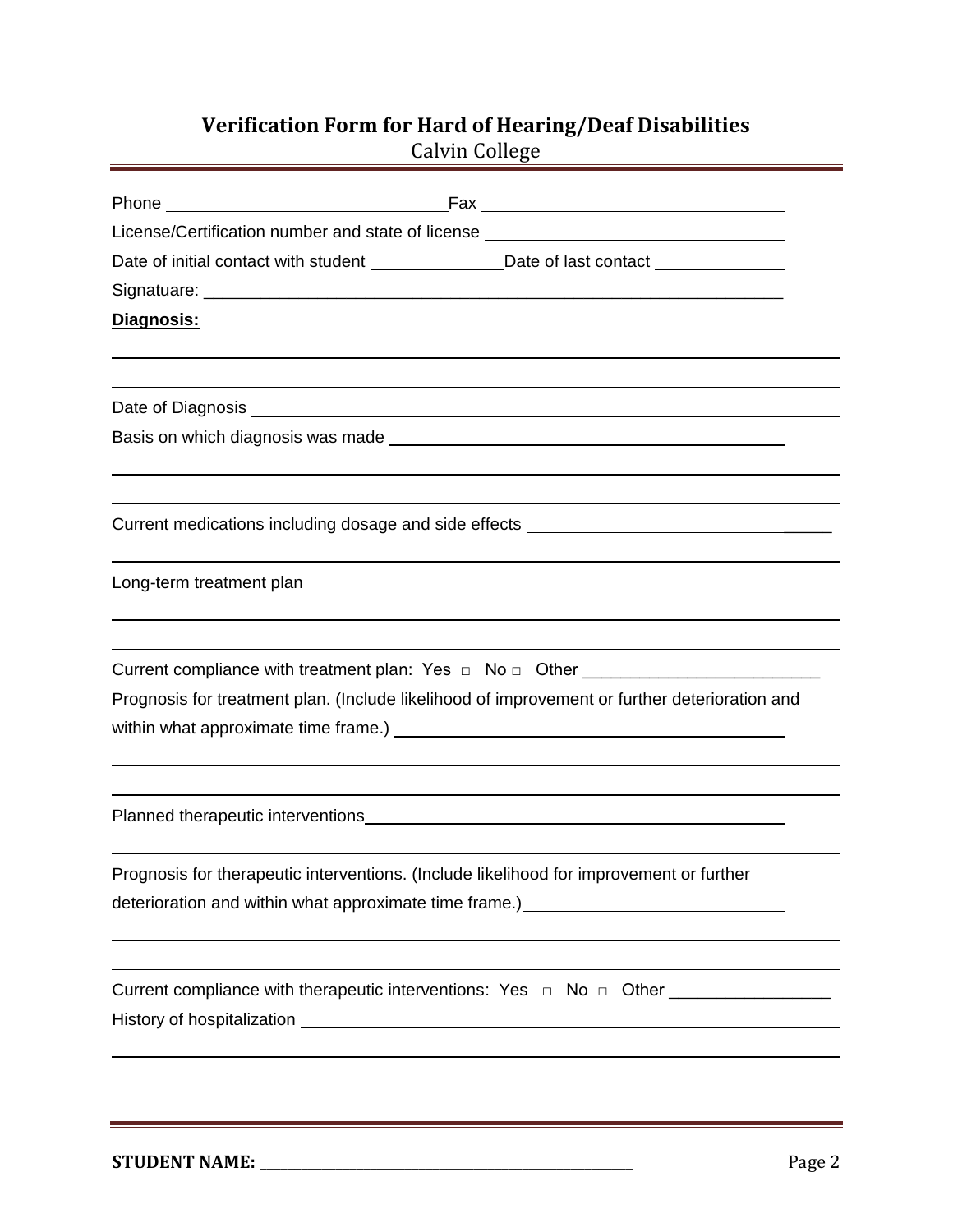# Verification Form for Hard of Hearing/Deaf Disabilities

Calvin College

Phone ______________________________ Fax ________________________________

License/Certification number and state of license ________________________________

Date of initial contact with student ______________ Date of last contact ______________

Signatuare: ______________________________________________________________

**Diagnosis:**

______________________________________________________________________________

______________________________________________________________________________

Date of Diagnosis _________________________________________________________________

Basis on which diagnosis was made ___________________________________________

______________________________________________________________________________

______________________________________________________________________________

Current medications including dosage and side effects ____________________________

______________________________________________________________________________

Long-term treatment plan ___________________________________________________________

______________________________________________________________________________

______________________________________________________________________________

Current compliance with treatment plan: Yes □ No □ Other _________________________

Prognosis for treatment plan. (Include likelihood of improvement or further deterioration and within what approximate time frame.) ___________________________________________

______________________________________________________________________________

______________________________________________________________________________

Planned therapeutic interventions ___________________________________________

______________________________________________________________________________

Prognosis for therapeutic interventions. (Include likelihood for improvement or further deterioration and within what approximate time frame.) ___________________________

______________________________________________________________________________

______________________________________________________________________________

Current compliance with therapeutic interventions: Yes □ No □ Other ________________

History of hospitalization ____________________________________________________________

______________________________________________________________________________

**STUDENT NAME:** ________________________________________________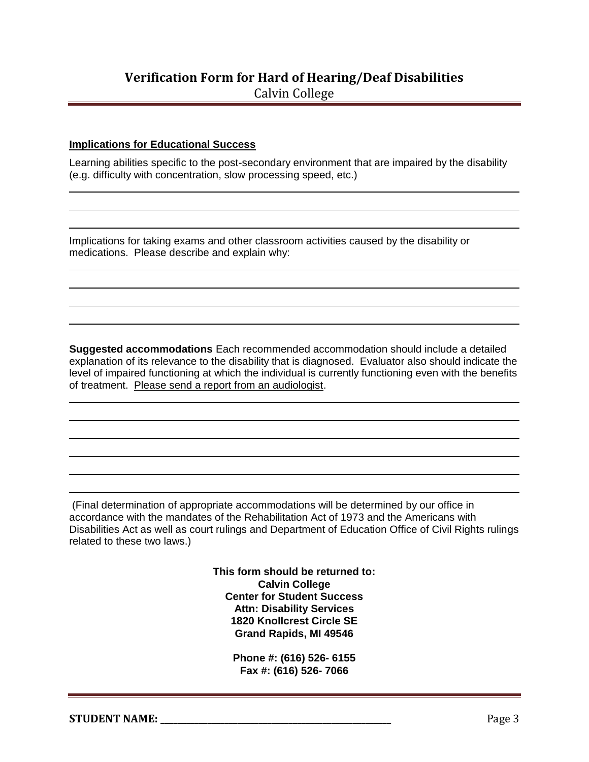**Implications for Educational Success**

Learning abilities specific to the post-secondary environment that are impaired by the disability (e.g. difficulty with concentration, slow processing speed, etc.)

___________________________________________________________________________

___________________________________________________________________________

___________________________________________________________________________

Implications for taking exams and other classroom activities caused by the disability or medications. Please describe and explain why:

___________________________________________________________________________

___________________________________________________________________________

___________________________________________________________________________

___________________________________________________________________________

**Suggested accommodations** Each recommended accommodation should include a detailed explanation of its relevance to the disability that is diagnosed. Evaluator also should indicate the level of impaired functioning at which the individual is currently functioning even with the benefits of treatment. <u>Please send a report from an audiologist</u>.

___________________________________________________________________________

___________________________________________________________________________

___________________________________________________________________________

___________________________________________________________________________

___________________________________________________________________________

___________________________________________________________________________

(Final determination of appropriate accommodations will be determined by our office in accordance with the mandates of the Rehabilitation Act of 1973 and the Americans with Disabilities Act as well as court rulings and Department of Education Office of Civil Rights rulings related to these two laws.)

**This form should be returned to:**
**Calvin College**
**Center for Student Success**
**Attn: Disability Services**
**1820 Knollcrest Circle SE**
**Grand Rapids, MI 49546**

**Phone #: (616) 526- 6155**
**Fax #: (616) 526- 7066**

**STUDENT NAME:** ______________________________________________